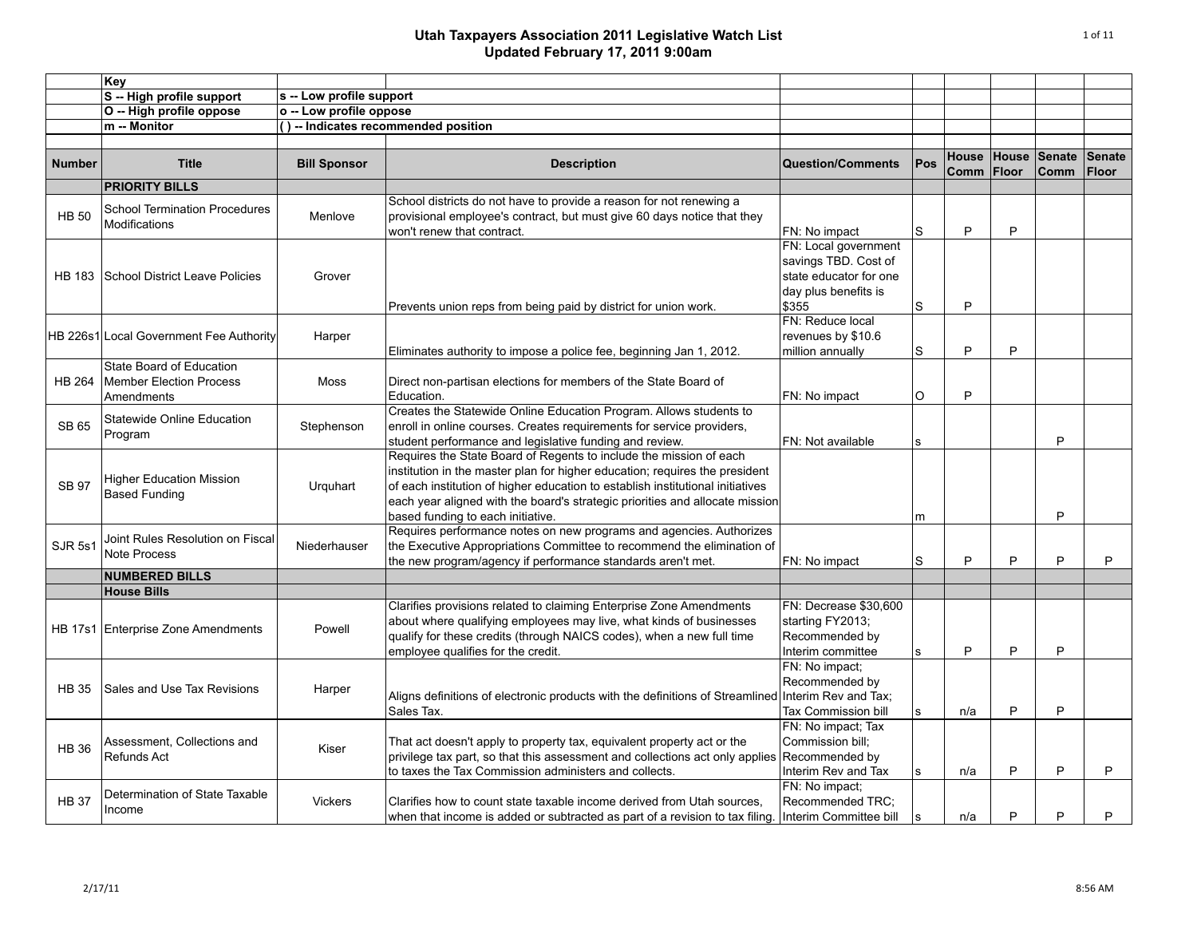# Utah Taxpayers Association 2011 Legislative Watch List
## Updated February 17, 2011 9:00am

| | Key | | |
|---|---|---|---|
| | S -- High profile support | s -- Low profile support | |
| | O -- High profile oppose | o -- Low profile oppose | |
| | m -- Monitor | ( ) -- Indicates recommended position | |

| Number | Title | Bill Sponsor | Description | Question/Comments | Pos | House Comm | House Floor | Senate Comm | Senate Floor |
|---|---|---|---|---|---|---|---|---|---|
| | **PRIORITY BILLS** | | | | | | | | |
| HB 50 | School Termination Procedures Modifications | Menlove | School districts do not have to provide a reason for not renewing a provisional employee's contract, but must give 60 days notice that they won't renew that contract. | FN: No impact | S | P | P | | |
| HB 183 | School District Leave Policies | Grover | Prevents union reps from being paid by district for union work. | FN: Local government savings TBD. Cost of state educator for one day plus benefits is $355 | S | P | | | |
| HB 226s1 | Local Government Fee Authority | Harper | Eliminates authority to impose a police fee, beginning Jan 1, 2012. | FN: Reduce local revenues by $10.6 million annually | S | P | P | | |
| HB 264 | State Board of Education Member Election Process Amendments | Moss | Direct non-partisan elections for members of the State Board of Education. | FN: No impact | O | P | | | |
| SB 65 | Statewide Online Education Program | Stephenson | Creates the Statewide Online Education Program. Allows students to enroll in online courses. Creates requirements for service providers, student performance and legislative funding and review. | FN: Not available | s | | | P | |
| SB 97 | Higher Education Mission Based Funding | Urquhart | Requires the State Board of Regents to include the mission of each institution in the master plan for higher education; requires the president of each institution of higher education to establish institutional initiatives each year aligned with the board's strategic priorities and allocate mission based funding to each initiative. | | m | | | P | |
| SJR 5s1 | Joint Rules Resolution on Fiscal Note Process | Niederhauser | Requires performance notes on new programs and agencies. Authorizes the Executive Appropriations Committee to recommend the elimination of the new program/agency if performance standards aren't met. | FN: No impact | S | P | P | P | P |
| | **NUMBERED BILLS** | | | | | | | | |
| | **House Bills** | | | | | | | | |
| HB 17s1 | Enterprise Zone Amendments | Powell | Clarifies provisions related to claiming Enterprise Zone Amendments about where qualifying employees may live, what kinds of businesses qualify for these credits (through NAICS codes), when a new full time employee qualifies for the credit. | FN: Decrease $30,600 starting FY2013; Recommended by Interim committee | s | P | P | P | |
| HB 35 | Sales and Use Tax Revisions | Harper | Aligns definitions of electronic products with the definitions of Streamlined Sales Tax. | FN: No impact; Recommended by Interim Rev and Tax; Tax Commission bill | s | n/a | P | P | |
| HB 36 | Assessment, Collections and Refunds Act | Kiser | That act doesn't apply to property tax, equivalent property act or the privilege tax part, so that this assessment and collections act only applies to taxes the Tax Commission administers and collects. | FN: No impact; Tax Commission bill; Recommended by Interim Rev and Tax | s | n/a | P | P | P |
| HB 37 | Determination of State Taxable Income | Vickers | Clarifies how to count state taxable income derived from Utah sources, when that income is added or subtracted as part of a revision to tax filing. | FN: No impact; Recommended TRC; Interim Committee bill | s | n/a | P | P | P |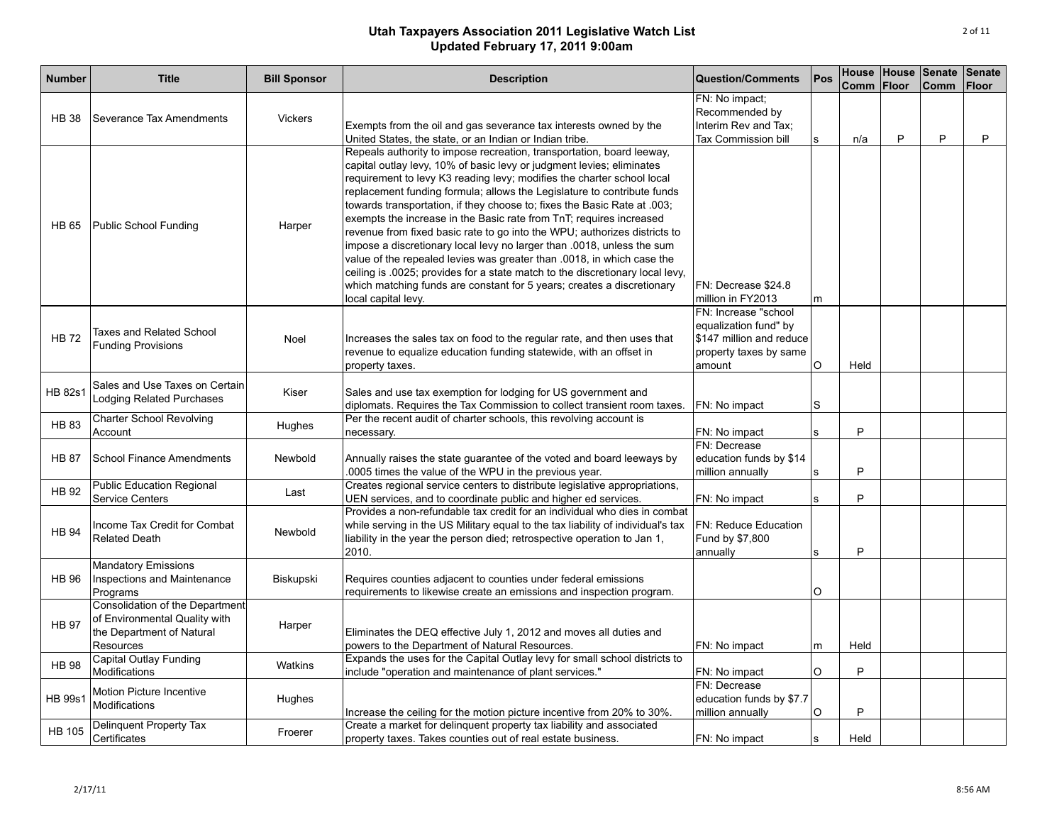# Utah Taxpayers Association 2011 Legislative Watch List
## Updated February 17, 2011 9:00am

| Number | Title | Bill Sponsor | Description | Question/Comments | Pos | House Comm | House Floor | Senate Comm | Senate Floor |
|---|---|---|---|---|---|---|---|---|---|
| HB 38 | Severance Tax Amendments | Vickers | Exempts from the oil and gas severance tax interests owned by the United States, the state, or an Indian or Indian tribe. | FN: No impact; Recommended by Interim Rev and Tax; Tax Commission bill | s | n/a | P | P | P |
| HB 65 | Public School Funding | Harper | Repeals authority to impose recreation, transportation, board leeway, capital outlay levy, 10% of basic levy or judgment levies; eliminates requirement to levy K3 reading levy; modifies the charter school local replacement funding formula; allows the Legislature to contribute funds towards transportation, if they choose to; fixes the Basic Rate at .003; exempts the increase in the Basic rate from TnT; requires increased revenue from fixed basic rate to go into the WPU; authorizes districts to impose a discretionary local levy no larger than .0018, unless the sum value of the repealed levies was greater than .0018, in which case the ceiling is .0025; provides for a state match to the discretionary local levy, which matching funds are constant for 5 years; creates a discretionary local capital levy. | FN: Decrease $24.8 million in FY2013 | m | | | | |
| HB 72 | Taxes and Related School Funding Provisions | Noel | Increases the sales tax on food to the regular rate, and then uses that revenue to equalize education funding statewide, with an offset in property taxes. | FN: Increase "school equalization fund" by $147 million and reduce property taxes by same amount | O | Held | | | |
| HB 82s1 | Sales and Use Taxes on Certain Lodging Related Purchases | Kiser | Sales and use tax exemption for lodging for US government and diplomats. Requires the Tax Commission to collect transient room taxes. | FN: No impact | S | | | | |
| HB 83 | Charter School Revolving Account | Hughes | Per the recent audit of charter schools, this revolving account is necessary. | FN: No impact | s | P | | | |
| HB 87 | School Finance Amendments | Newbold | Annually raises the state guarantee of the voted and board leewanys by .0005 times the value of the WPU in the previous year. | FN: Decrease education funds by $14 million annually | s | P | | | |
| HB 92 | Public Education Regional Service Centers | Last | Creates regional service centers to distribute legislative appropriations, UEN services, and to coordinate public and higher ed services. | FN: No impact | s | P | | | |
| HB 94 | Income Tax Credit for Combat Related Death | Newbold | Provides a non-refundable tax credit for an individual who dies in combat while serving in the US Military equal to the tax liability of individual's tax liability in the year the person died; retrospective operation to Jan 1, 2010. | FN: Reduce Education Fund by $7,800 annually | s | P | | | |
| HB 96 | Mandatory Emissions Inspections and Maintenance Programs | Biskupski | Requires counties adjacent to counties under federal emissions requirements to likewise create an emissions and inspection program. | | O | | | | |
| HB 97 | Consolidation of the Department of Environmental Quality with the Department of Natural Resources | Harper | Eliminates the DEQ effective July 1, 2012 and moves all duties and powers to the Department of Natural Resources. | FN: No impact | m | Held | | | |
| HB 98 | Capital Outlay Funding Modifications | Watkins | Expands the uses for the Capital Outlay levy for small school districts to include "operation and maintenance of plant services." | FN: No impact | O | P | | | |
| HB 99s1 | Motion Picture Incentive Modifications | Hughes | Increase the ceiling for the motion picture incentive from 20% to 30%. | FN: Decrease education funds by $7.7 million annually | O | P | | | |
| HB 105 | Delinquent Property Tax Certificates | Froerer | Create a market for delinquent property tax liability and associated property taxes. Takes counties out of real estate business. | FN: No impact | s | Held | | | |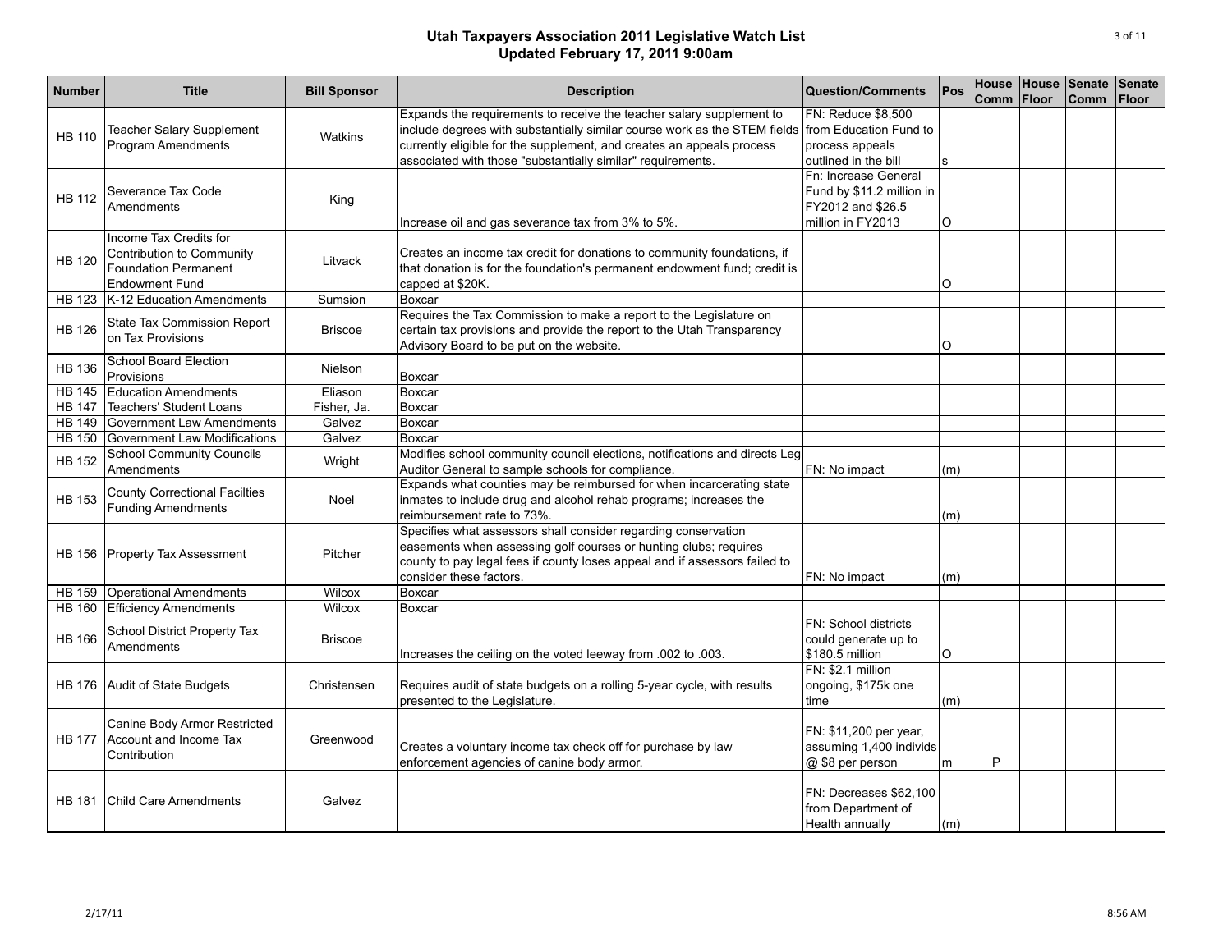# Utah Taxpayers Association 2011 Legislative Watch List
## Updated February 17, 2011 9:00am

| Number | Title | Bill Sponsor | Description | Question/Comments | Pos | House Comm | House Floor | Senate Comm | Senate Floor |
|---|---|---|---|---|---|---|---|---|---|
| HB 110 | Teacher Salary Supplement Program Amendments | Watkins | Expands the requirements to receive the teacher salary supplement to include degrees with substantially similar course work as the STEM fields currently eligible for the supplement, and creates an appeals process associated with those "substantially similar" requirements. | FN: Reduce $8,500 from Education Fund to process appeals outlined in the bill | s | | | | |
| HB 112 | Severance Tax Code Amendments | King | Increase oil and gas severance tax from 3% to 5%. | Fn: Increase General Fund by $11.2 million in FY2012 and $26.5 million in FY2013 | O | | | | |
| HB 120 | Income Tax Credits for Contribution to Community Foundation Permanent Endowment Fund | Litvack | Creates an income tax credit for donations to community foundations, if that donation is for the foundation's permanent endowment fund; credit is capped at $20K. | | O | | | | |
| HB 123 | K-12 Education Amendments | Sumsion | Boxcar | | | | | | |
| HB 126 | State Tax Commission Report on Tax Provisions | Briscoe | Requires the Tax Commission to make a report to the Legislature on certain tax provisions and provide the report to the Utah Transparency Advisory Board to be put on the website. | | O | | | | |
| HB 136 | School Board Election Provisions | Nielson | Boxcar | | | | | | |
| HB 145 | Education Amendments | Eliason | Boxcar | | | | | | |
| HB 147 | Teachers' Student Loans | Fisher, Ja. | Boxcar | | | | | | |
| HB 149 | Government Law Amendments | Galvez | Boxcar | | | | | | |
| HB 150 | Government Law Modifications | Galvez | Boxcar | | | | | | |
| HB 152 | School Community Councils Amendments | Wright | Modifies school community council elections, notifications and directs Leg Auditor General to sample schools for compliance. | FN: No impact | (m) | | | | |
| HB 153 | County Correctional Facilties Funding Amendments | Noel | Expands what counties may be reimbursed for when incarcerating state inmates to include drug and alcohol rehab programs; increases the reimbursement rate to 73%. | | (m) | | | | |
| HB 156 | Property Tax Assessment | Pitcher | Specifies what assessors shall consider regarding conservation easements when assessing golf courses or hunting clubs; requires county to pay legal fees if county loses appeal and if assessors failed to consider these factors. | FN: No impact | (m) | | | | |
| HB 159 | Operational Amendments | Wilcox | Boxcar | | | | | | |
| HB 160 | Efficiency Amendments | Wilcox | Boxcar | | | | | | |
| HB 166 | School District Property Tax Amendments | Briscoe | Increases the ceiling on the voted leeway from .002 to .003. | FN: School districts could generate up to $180.5 million | O | | | | |
| HB 176 | Audit of State Budgets | Christensen | Requires audit of state budgets on a rolling 5-year cycle, with results presented to the Legislature. | FN: $2.1 million ongoing, $175k one time | (m) | | | | |
| HB 177 | Canine Body Armor Restricted Account and Income Tax Contribution | Greenwood | Creates a voluntary income tax check off for purchase by law enforcement agencies of canine body armor. | FN: $11,200 per year, assuming 1,400 individs @ $8 per person | m | P | | | |
| HB 181 | Child Care Amendments | Galvez | | FN: Decreases $62,100 from Department of Health annually | (m) | | | | |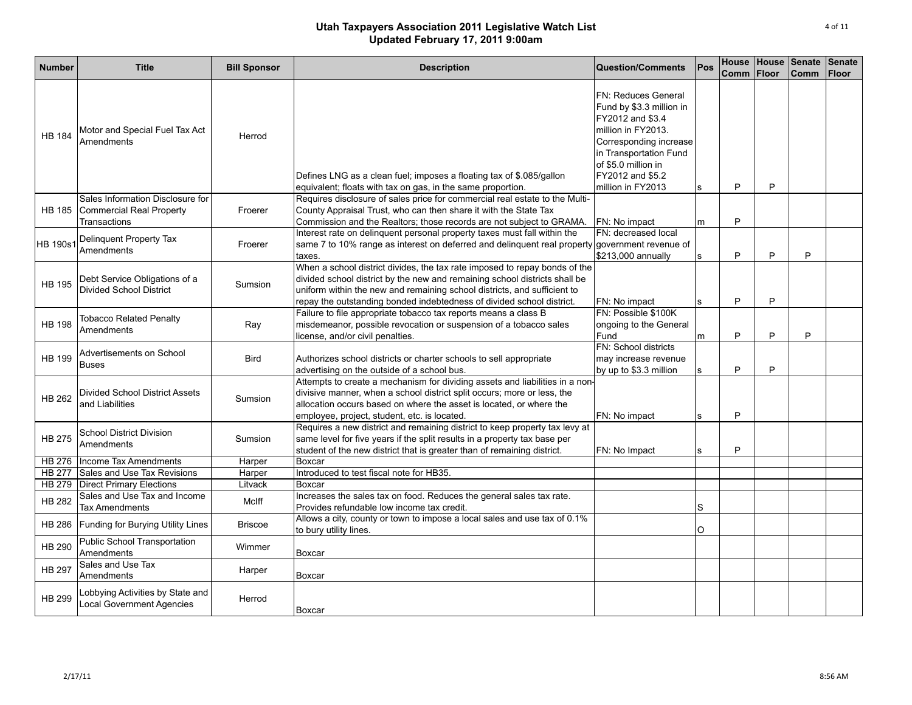# Utah Taxpayers Association 2011 Legislative Watch List
## Updated February 17, 2011 9:00am

| Number | Title | Bill Sponsor | Description | Question/Comments | Pos | House Comm | House Floor | Senate Comm | Senate Floor |
|---|---|---|---|---|---|---|---|---|---|
| HB 184 | Motor and Special Fuel Tax Act Amendments | Herrod | Defines LNG as a clean fuel; imposes a floating tax of $.085/gallon equivalent; floats with tax on gas, in the same proportion. | FN: Reduces General Fund by $3.3 million in FY2012 and $3.4 million in FY2013. Corresponding increase in Transportation Fund of $5.0 million in FY2012 and $5.2 million in FY2013 | s | P | P | | |
| HB 185 | Sales Information Disclosure for Commercial Real Property Transactions | Froerer | Requires disclosure of sales price for commercial real estate to the Multi-County Appraisal Trust, who can then share it with the State Tax Commission and the Realtors; those records are not subject to GRAMA. | FN: No impact | m | P | | | |
| HB 190s1 | Delinquent Property Tax Amendments | Froerer | Interest rate on delinquent personal property taxes must fall within the same 7 to 10% range as interest on deferred and delinquent real property taxes. | FN: decreased local government revenue of $213,000 annually | s | P | P | P | |
| HB 195 | Debt Service Obligations of a Divided School District | Sumsion | When a school district divides, the tax rate imposed to repay bonds of the divided school district by the new and remaining school districts shall be uniform within the new and remaining school districts, and sufficient to repay the outstanding bonded indebtedness of divided school district. | FN: No impact | s | P | P | | |
| HB 198 | Tobacco Related Penalty Amendments | Ray | Failure to file appropriate tobacco tax reports means a class B misdemeanor, possible revocation or suspension of a tobacco sales license, and/or civil penalties. | FN: Possible $100K ongoing to the General Fund | m | P | P | P | |
| HB 199 | Advertisements on School Buses | Bird | Authorizes school districts or charter schools to sell appropriate advertising on the outside of a school bus. | FN: School districts may increase revenue by up to $3.3 million | s | P | P | | |
| HB 262 | Divided School District Assets and Liabilities | Sumsion | Attempts to create a mechanism for dividing assets and liabilities in a non-divisive manner, when a school district split occurs; more or less, the allocation occurs based on where the asset is located, or where the employee, project, student, etc. is located. | FN: No impact | s | P | | | |
| HB 275 | School District Division Amendments | Sumsion | Requires a new district and remaining district to keep property tax levy at same level for five years if the split results in a property tax base per student of the new district that is greater than of remaining district. | FN: No Impact | s | P | | | |
| HB 276 | Income Tax Amendments | Harper | Boxcar | | | | | | |
| HB 277 | Sales and Use Tax Revisions | Harper | Introduced to test fiscal note for HB35. | | | | | | |
| HB 279 | Direct Primary Elections | Litvack | Boxcar | | | | | | |
| HB 282 | Sales and Use Tax and Income Tax Amendments | McIff | Increases the sales tax on food. Reduces the general sales tax rate. Provides refundable low income tax credit. | | S | | | | |
| HB 286 | Funding for Burying Utility Lines | Briscoe | Allows a city, county or town to impose a local sales and use tax of 0.1% to bury utility lines. | | O | | | | |
| HB 290 | Public School Transportation Amendments | Wimmer | Boxcar | | | | | | |
| HB 297 | Sales and Use Tax Amendments | Harper | Boxcar | | | | | | |
| HB 299 | Lobbying Activities by State and Local Government Agencies | Herrod | Boxcar | | | | | | |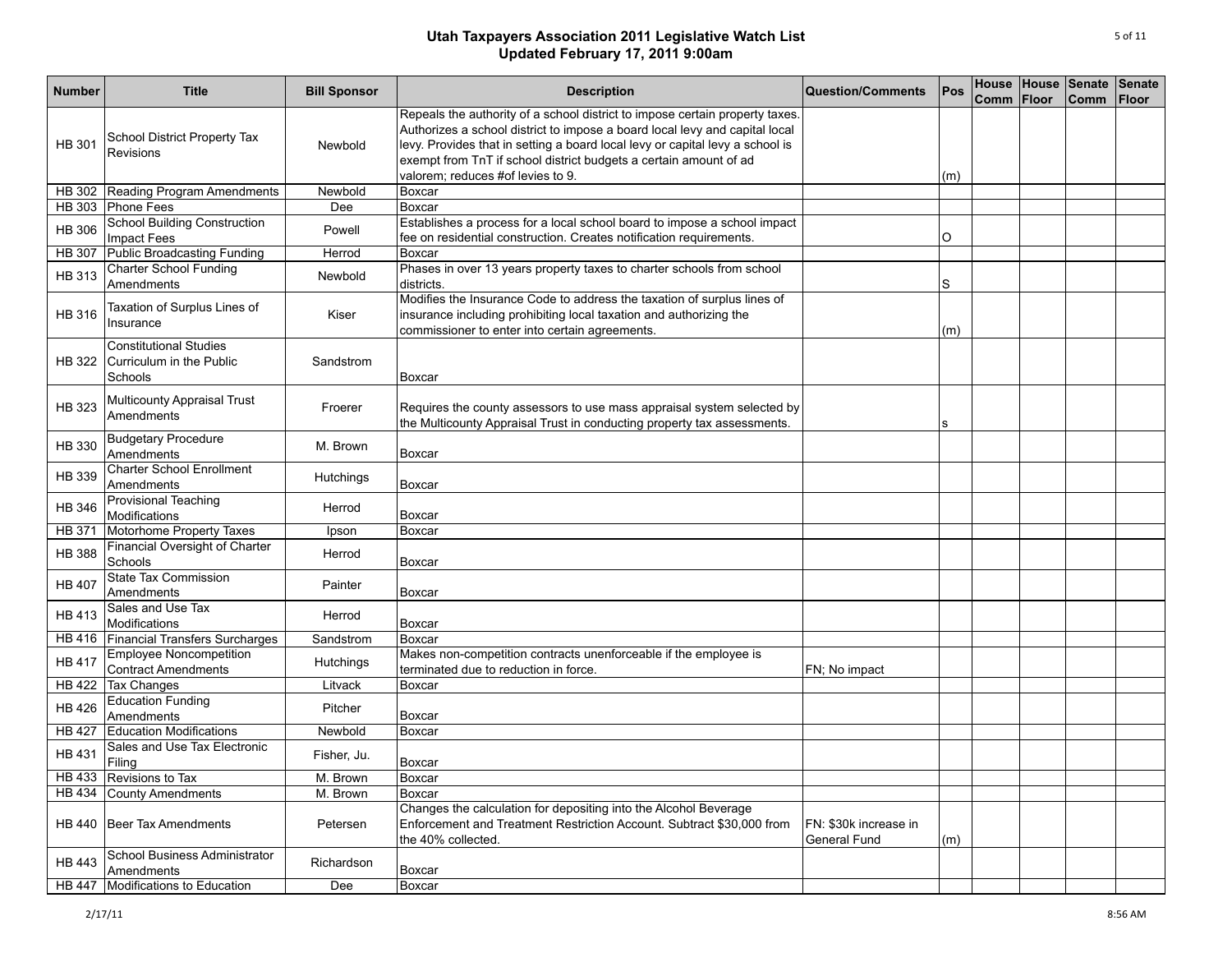# Utah Taxpayers Association 2011 Legislative Watch List
## Updated February 17, 2011 9:00am

| Number | Title | Bill Sponsor | Description | Question/Comments | Pos | House Comm | House Floor | Senate Comm | Senate Floor |
|---|---|---|---|---|---|---|---|---|---|
| HB 301 | School District Property Tax Revisions | Newbold | Repeals the authority of a school district to impose certain property taxes. Authorizes a school district to impose a board local levy and capital local levy. Provides that in setting a board local levy or capital levy a school is exempt from TnT if school district budgets a certain amount of ad valorem; reduces #of levies to 9. | | (m) | | | | |
| HB 302 | Reading Program Amendments | Newbold | Boxcar | | | | | | |
| HB 303 | Phone Fees | Dee | Boxcar | | | | | | |
| HB 306 | School Building Construction Impact Fees | Powell | Establishes a process for a local school board to impose a school impact fee on residential construction. Creates notification requirements. | | O | | | | |
| HB 307 | Public Broadcasting Funding | Herrod | Boxcar | | | | | | |
| HB 313 | Charter School Funding Amendments | Newbold | Phases in over 13 years property taxes to charter schools from school districts. | | S | | | | |
| HB 316 | Taxation of Surplus Lines of Insurance | Kiser | Modifies the Insurance Code to address the taxation of surplus lines of insurance including prohibiting local taxation and authorizing the commissioner to enter into certain agreements. | | (m) | | | | |
| HB 322 | Constitutional Studies Curriculum in the Public Schools | Sandstrom | Boxcar | | | | | | |
| HB 323 | Multicounty Appraisal Trust Amendments | Froerer | Requires the county assessors to use mass appraisal system selected by the Multicounty Appraisal Trust in conducting property tax assessments. | | s | | | | |
| HB 330 | Budgetary Procedure Amendments | M. Brown | Boxcar | | | | | | |
| HB 339 | Charter School Enrollment Amendments | Hutchings | Boxcar | | | | | | |
| HB 346 | Provisional Teaching Modifications | Herrod | Boxcar | | | | | | |
| HB 371 | Motorhome Property Taxes | Ipson | Boxcar | | | | | | |
| HB 388 | Financial Oversight of Charter Schools | Herrod | Boxcar | | | | | | |
| HB 407 | State Tax Commission Amendments | Painter | Boxcar | | | | | | |
| HB 413 | Sales and Use Tax Modifications | Herrod | Boxcar | | | | | | |
| HB 416 | Financial Transfers Surcharges | Sandstrom | Boxcar | | | | | | |
| HB 417 | Employee Noncompetition Contract Amendments | Hutchings | Makes non-competition contracts unenforceable if the employee is terminated due to reduction in force. | FN; No impact | | | | | |
| HB 422 | Tax Changes | Litvack | Boxcar | | | | | | |
| HB 426 | Education Funding Amendments | Pitcher | Boxcar | | | | | | |
| HB 427 | Education Modifications | Newbold | Boxcar | | | | | | |
| HB 431 | Sales and Use Tax Electronic Filing | Fisher, Ju. | Boxcar | | | | | | |
| HB 433 | Revisions to Tax | M. Brown | Boxcar | | | | | | |
| HB 434 | County Amendments | M. Brown | Boxcar | | | | | | |
| HB 440 | Beer Tax Amendments | Petersen | Changes the calculation for depositing into the Alcohol Beverage Enforcement and Treatment Restriction Account. Subtract $30,000 from the 40% collected. | FN: $30k increase in General Fund | (m) | | | | |
| HB 443 | School Business Administrator Amendments | Richardson | Boxcar | | | | | | |
| HB 447 | Modifications to Education | Dee | Boxcar | | | | | | |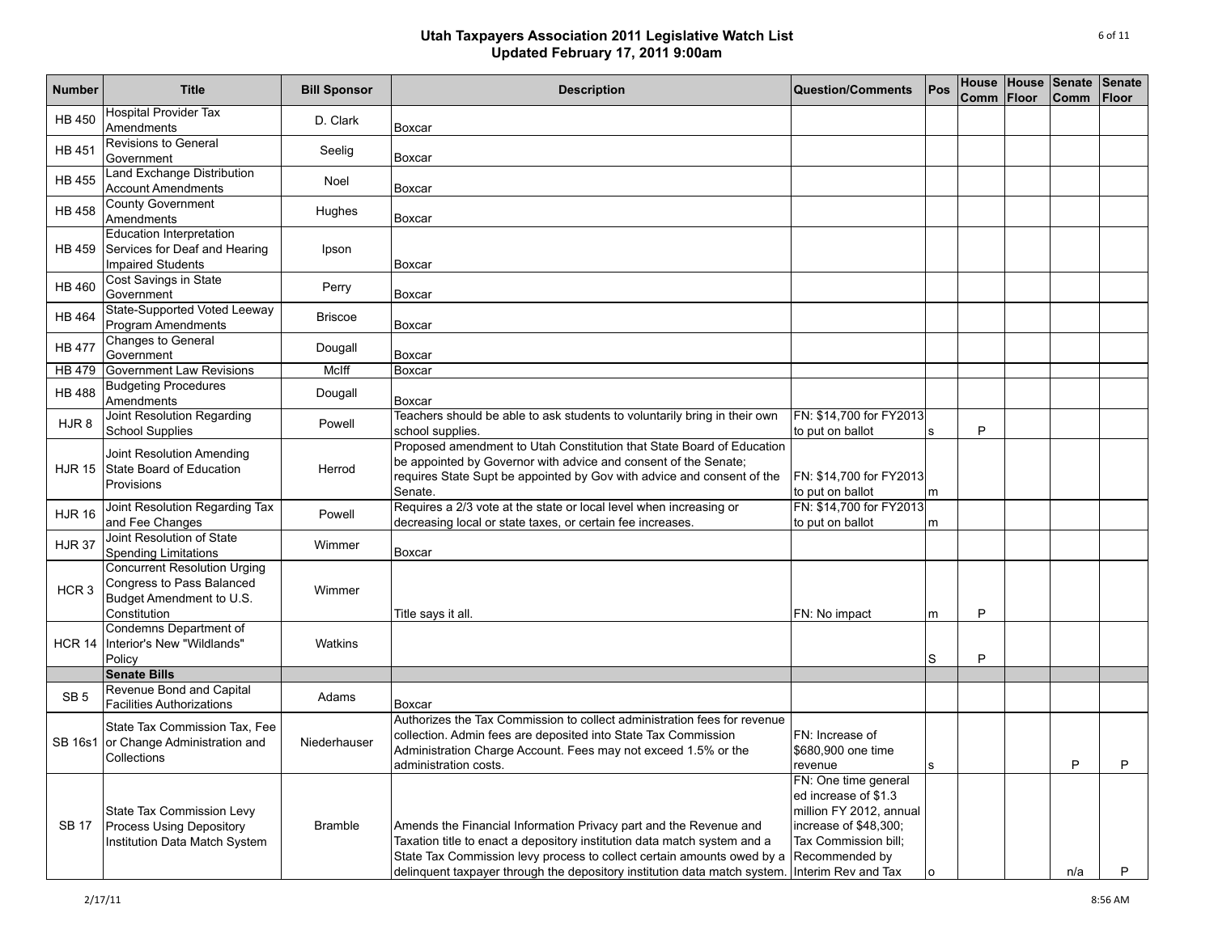# Utah Taxpayers Association 2011 Legislative Watch List
## Updated February 17, 2011 9:00am

| Number | Title | Bill Sponsor | Description | Question/Comments | Pos | House Comm | House Floor | Senate Comm | Senate Floor |
|---|---|---|---|---|---|---|---|---|---|
| HB 450 | Hospital Provider Tax Amendments | D. Clark | Boxcar | | | | | | |
| HB 451 | Revisions to General Government | Seelig | Boxcar | | | | | | |
| HB 455 | Land Exchange Distribution Account Amendments | Noel | Boxcar | | | | | | |
| HB 458 | County Government Amendments | Hughes | Boxcar | | | | | | |
| HB 459 | Education Interpretation Services for Deaf and Hearing Impaired Students | Ipson | Boxcar | | | | | | |
| HB 460 | Cost Savings in State Government | Perry | Boxcar | | | | | | |
| HB 464 | State-Supported Voted Leeway Program Amendments | Briscoe | Boxcar | | | | | | |
| HB 477 | Changes to General Government | Dougall | Boxcar | | | | | | |
| HB 479 | Government Law Revisions | McIff | Boxcar | | | | | | |
| HB 488 | Budgeting Procedures Amendments | Dougall | Boxcar | | | | | | |
| HJR 8 | Joint Resolution Regarding School Supplies | Powell | Teachers should be able to ask students to voluntarily bring in their own school supplies. | FN: $14,700 for FY2013 to put on ballot | s | P | | | |
| HJR 15 | Joint Resolution Amending State Board of Education Provisions | Herrod | Proposed amendment to Utah Constitution that State Board of Education be appointed by Governor with advice and consent of the Senate; requires State Supt be appointed by Gov with advice and consent of the Senate. | FN: $14,700 for FY2013 to put on ballot | m | | | | |
| HJR 16 | Joint Resolution Regarding Tax and Fee Changes | Powell | Requires a 2/3 vote at the state or local level when increasing or decreasing local or state taxes, or certain fee increases. | FN: $14,700 for FY2013 to put on ballot | m | | | | |
| HJR 37 | Joint Resolution of State Spending Limitations | Wimmer | Boxcar | | | | | | |
| HCR 3 | Concurrent Resolution Urging Congress to Pass Balanced Budget Amendment to U.S. Constitution | Wimmer | Title says it all. | FN: No impact | m | P | | | |
| HCR 14 | Condemns Department of Interior's New "Wildlands" Policy | Watkins | | | S | P | | | |
| | **Senate Bills** | | | | | | | | |
| SB 5 | Revenue Bond and Capital Facilities Authorizations | Adams | Boxcar | | | | | | |
| SB 16s1 | State Tax Commission Tax, Fee or Change Administration and Collections | Niederhauser | Authorizes the Tax Commission to collect administration fees for revenue collection. Admin fees are deposited into State Tax Commission Administration Charge Account. Fees may not exceed 1.5% or the administration costs. | FN: Increase of $680,900 one time revenue | s | | | P | P |
| SB 17 | State Tax Commission Levy Process Using Depository Institution Data Match System | Bramble | Amends the Financial Information Privacy part and the Revenue and Taxation title to enact a depository institution data match system and a State Tax Commission levy process to collect certain amounts owed by a delinquent taxpayer through the depository institution data match system. | FN: One time general ed increase of $1.3 million FY 2012, annual increase of $48,300; Tax Commission bill; Recommended by Interim Rev and Tax | o | | | n/a | P |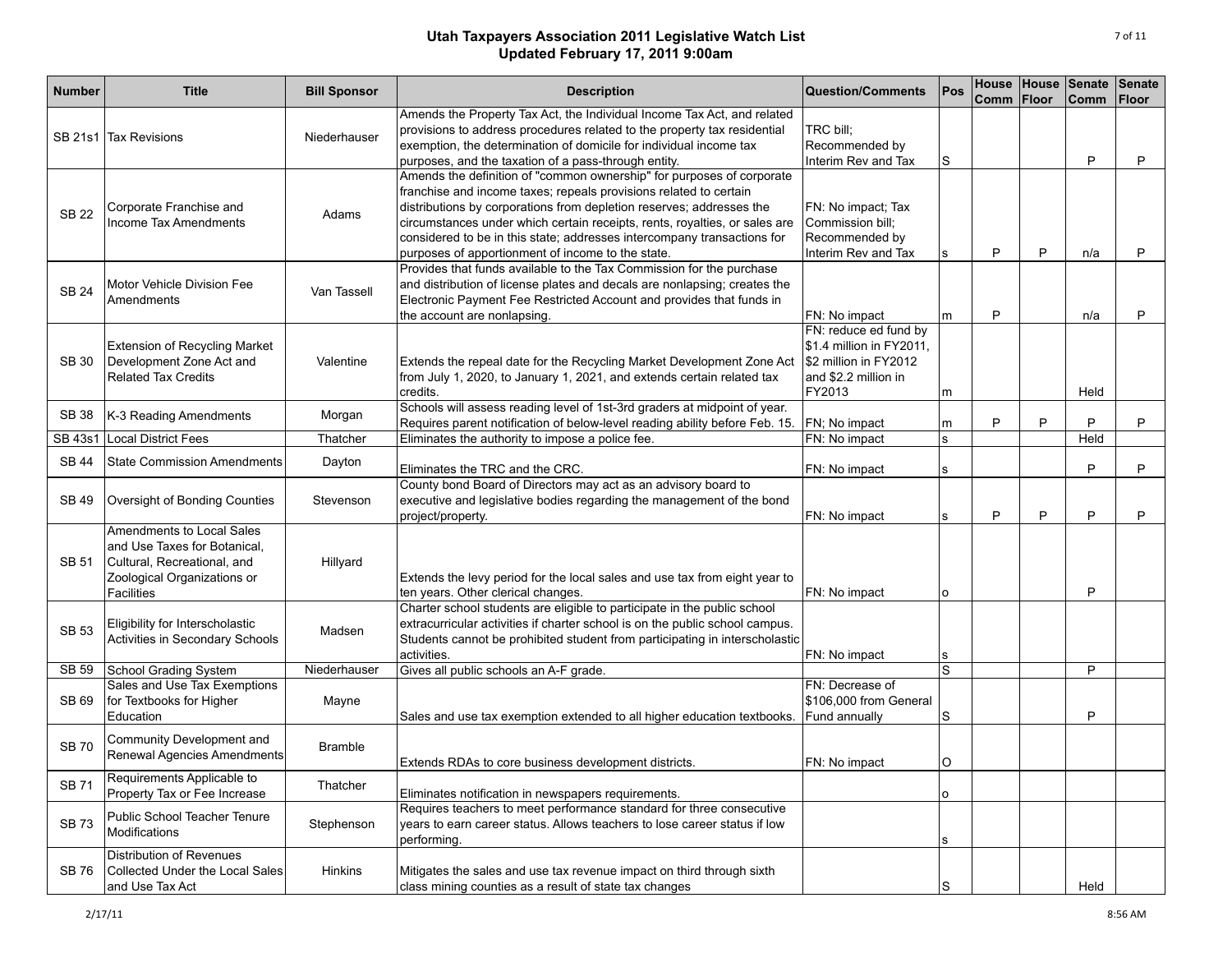# Utah Taxpayers Association 2011 Legislative Watch List
## Updated February 17, 2011 9:00am

| Number | Title | Bill Sponsor | Description | Question/Comments | Pos | House Comm | House Floor | Senate Comm | Senate Floor |
|---|---|---|---|---|---|---|---|---|---|
| SB 21s1 | Tax Revisions | Niederhauser | Amends the Property Tax Act, the Individual Income Tax Act, and related provisions to address procedures related to the property tax residential exemption, the determination of domicile for individual income tax purposes, and the taxation of a pass-through entity. | TRC bill; Recommended by Interim Rev and Tax | S | | | P | P |
| SB 22 | Corporate Franchise and Income Tax Amendments | Adams | Amends the definition of "common ownership" for purposes of corporate franchise and income taxes; repeals provisions related to certain distributions by corporations from depletion reserves; addresses the circumstances under which certain receipts, rents, royalties, or sales are considered to be in this state; addresses intercompany transactions for purposes of apportionment of income to the state. | FN: No impact; Tax Commission bill; Recommended by Interim Rev and Tax | s | P | P | n/a | P |
| SB 24 | Motor Vehicle Division Fee Amendments | Van Tassell | Provides that funds available to the Tax Commission for the purchase and distribution of license plates and decals are nonlapsing; creates the Electronic Payment Fee Restricted Account and provides that funds in the account are nonlapsing. | FN: No impact | m | P | | n/a | P |
| SB 30 | Extension of Recycling Market Development Zone Act and Related Tax Credits | Valentine | Extends the repeal date for the Recycling Market Development Zone Act from July 1, 2020, to January 1, 2021, and extends certain related tax credits. | FN: reduce ed fund by $1.4 million in FY2011, $2 million in FY2012 and $2.2 million in FY2013 | m | | | Held | |
| SB 38 | K-3 Reading Amendments | Morgan | Schools will assess reading level of 1st-3rd graders at midpoint of year. Requires parent notification of below-level reading ability before Feb. 15. | FN; No impact | m | P | P | P | P |
| SB 43s1 | Local District Fees | Thatcher | Eliminates the authority to impose a police fee. | FN: No impact | s | | | Held | |
| SB 44 | State Commission Amendments | Dayton | Eliminates the TRC and the CRC. | FN: No impact | s | | | P | P |
| SB 49 | Oversight of Bonding Counties | Stevenson | County bond Board of Directors may act as an advisory board to executive and legislative bodies regarding the management of the bond project/property. | FN: No impact | s | P | P | P | P |
| SB 51 | Amendments to Local Sales and Use Taxes for Botanical, Cultural, Recreational, and Zoological Organizations or Facilities | Hillyard | Extends the levy period for the local sales and use tax from eight year to ten years. Other clerical changes. | FN: No impact | o | | | P | |
| SB 53 | Eligibility for Interscholastic Activities in Secondary Schools | Madsen | Charter school students are eligible to participate in the public school extracurricular activities if charter school is on the public school campus. Students cannot be prohibited student from participating in interscholastic activities. | FN: No impact | s | | | | |
| SB 59 | School Grading System | Niederhauser | Gives all public schools an A-F grade. | | S | | | P | |
| SB 69 | Sales and Use Tax Exemptions for Textbooks for Higher Education | Mayne | Sales and use tax exemption extended to all higher education textbooks. | FN: Decrease of $106,000 from General Fund annually | S | | | P | |
| SB 70 | Community Development and Renewal Agencies Amendments | Bramble | Extends RDAs to core business development districts. | FN: No impact | O | | | | |
| SB 71 | Requirements Applicable to Property Tax or Fee Increase | Thatcher | Eliminates notification in newspapers requirements. | | o | | | | |
| SB 73 | Public School Teacher Tenure Modifications | Stephenson | Requires teachers to meet performance standard for three consecutive years to earn career status. Allows teachers to lose career status if low performing. | | s | | | | |
| SB 76 | Distribution of Revenues Collected Under the Local Sales and Use Tax Act | Hinkins | Mitigates the sales and use tax revenue impact on third through sixth class mining counties as a result of state tax changes | | S | | | Held | |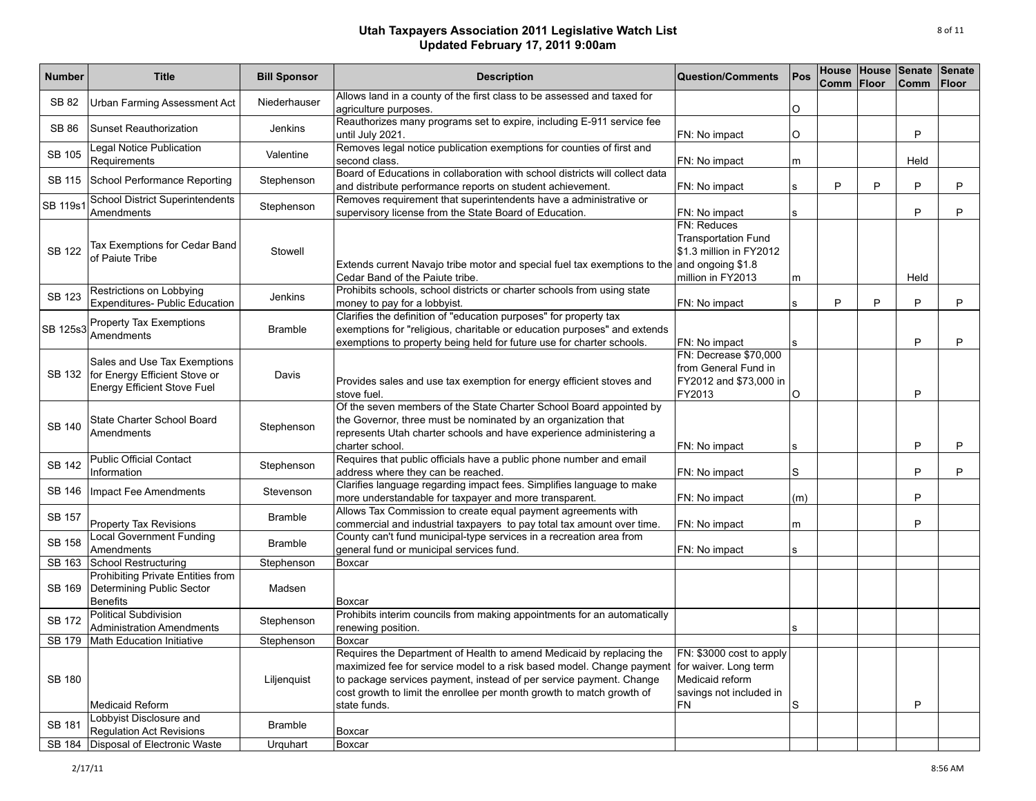# Utah Taxpayers Association 2011 Legislative Watch List
## Updated February 17, 2011 9:00am

| Number | Title | Bill Sponsor | Description | Question/Comments | Pos | House Comm | House Floor | Senate Comm | Senate Floor |
|---|---|---|---|---|---|---|---|---|---|
| SB 82 | Urban Farming Assessment Act | Niederhauser | Allows land in a county of the first class to be assessed and taxed for agriculture purposes. | | O | | | | |
| SB 86 | Sunset Reauthorization | Jenkins | Reauthorizes many programs set to expire, including E-911 service fee until July 2021. | FN: No impact | O | | | P | |
| SB 105 | Legal Notice Publication Requirements | Valentine | Removes legal notice publication exemptions for counties of first and second class. | FN: No impact | m | | | Held | |
| SB 115 | School Performance Reporting | Stephenson | Board of Educations in collaboration with school districts will collect data and distribute performance reports on student achievement. | FN: No impact | s | P | P | P | P |
| SB 119s1 | School District Superintendents Amendments | Stephenson | Removes requirement that superintendents have a administrative or supervisory license from the State Board of Education. | FN: No impact | s | | | P | P |
| SB 122 | Tax Exemptions for Cedar Band of Paiute Tribe | Stowell | Extends current Navajo tribe motor and special fuel tax exemptions to the Cedar Band of the Paiute tribe. | FN: Reduces Transportation Fund $1.3 million in FY2012 and ongoing $1.8 million in FY2013 | m | | | Held | |
| SB 123 | Restrictions on Lobbying Expenditures- Public Education | Jenkins | Prohibits schools, school districts or charter schools from using state money to pay for a lobbyist. | FN: No impact | s | P | P | P | P |
| SB 125s3 | Property Tax Exemptions Amendments | Bramble | Clarifies the definition of "education purposes" for property tax exemptions for "religious, charitable or education purposes" and extends exemptions to property being held for future use for charter schools. | FN: No impact | s | | | P | P |
| SB 132 | Sales and Use Tax Exemptions for Energy Efficient Stove or Energy Efficient Stove Fuel | Davis | Provides sales and use tax exemption for energy efficient stoves and stove fuel. | FN: Decrease $70,000 from General Fund in FY2012 and $73,000 in FY2013 | O | | | P | |
| SB 140 | State Charter School Board Amendments | Stephenson | Of the seven members of the State Charter School Board appointed by the Governor, three must be nominated by an organization that represents Utah charter schools and have experience administering a charter school. | FN: No impact | s | | | P | P |
| SB 142 | Public Official Contact Information | Stephenson | Requires that public officials have a public phone number and email address where they can be reached. | FN: No impact | S | | | P | P |
| SB 146 | Impact Fee Amendments | Stevenson | Clarifies language regarding impact fees. Simplifies language to make more understandable for taxpayer and more transparent. | FN: No impact | (m) | | | P | |
| SB 157 | Property Tax Revisions | Bramble | Allows Tax Commission to create equal payment agreements with commercial and industrial taxpayers to pay total tax amount over time. | FN: No impact | m | | | P | |
| SB 158 | Local Government Funding Amendments | Bramble | County can't fund municipal-type services in a recreation area from general fund or municipal services fund. | FN: No impact | s | | | | |
| SB 163 | School Restructuring | Stephenson | Boxcar | | | | | | |
| SB 169 | Prohibiting Private Entities from Determining Public Sector Benefits | Madsen | Boxcar | | | | | | |
| SB 172 | Political Subdivision Administration Amendments | Stephenson | Prohibits interim councils from making appointments for an automatically renewing position. | | s | | | | |
| SB 179 | Math Education Initiative | Stephenson | Boxcar | | | | | | |
| SB 180 | Medicaid Reform | Liljenquist | Requires the Department of Health to amend Medicaid by replacing the maximized fee for service model to a risk based model. Change payment to package services payment, instead of per service payment. Change cost growth to limit the enrollee per month growth to match growth of state funds. | FN: $3000 cost to apply for waiver. Long term Medicaid reform savings not included in FN | S | | | P | |
| SB 181 | Lobbyist Disclosure and Regulation Act Revisions | Bramble | Boxcar | | | | | | |
| SB 184 | Disposal of Electronic Waste | Urquhart | Boxcar | | | | | | |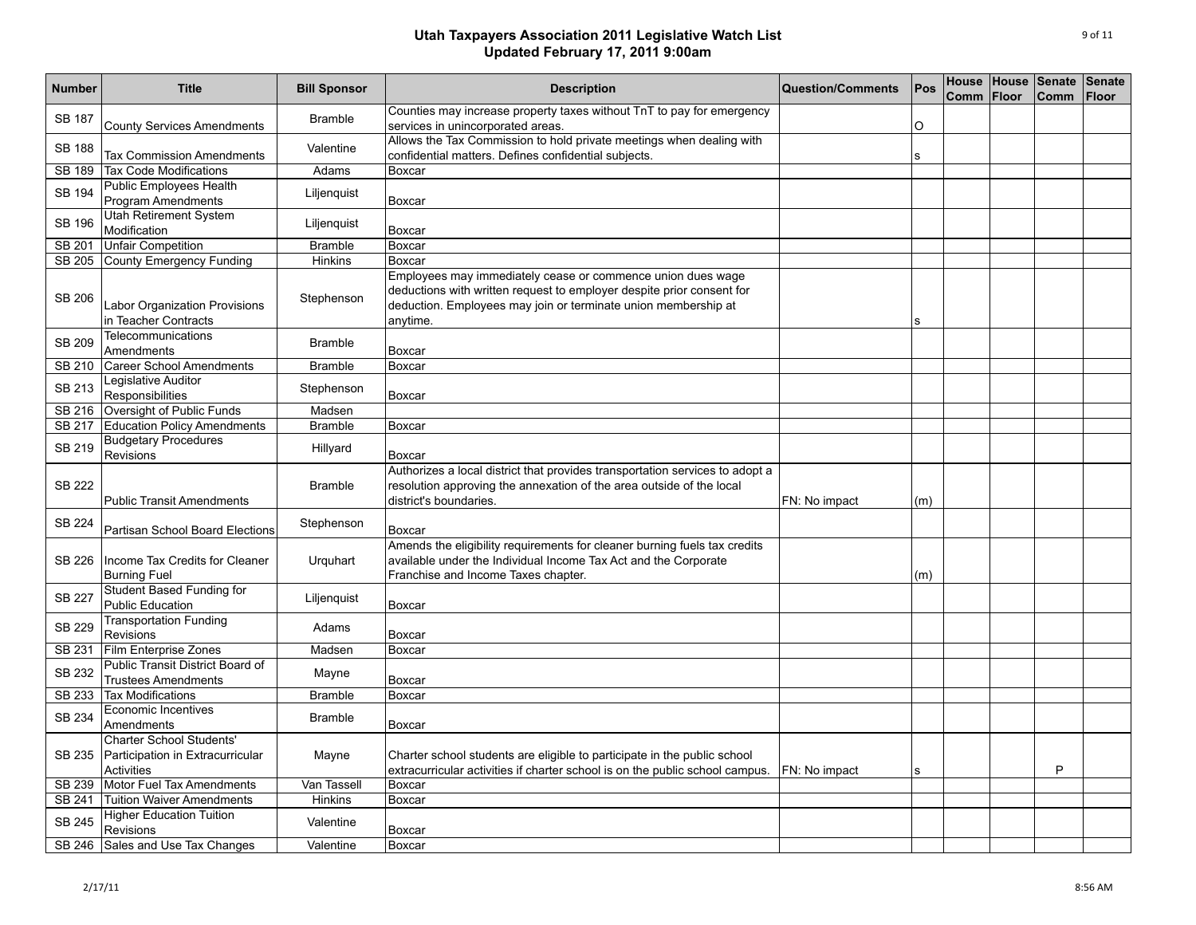# Utah Taxpayers Association 2011 Legislative Watch List
## Updated February 17, 2011 9:00am

| Number | Title | Bill Sponsor | Description | Question/Comments | Pos | House Comm | House Floor | Senate Comm | Senate Floor |
|---|---|---|---|---|---|---|---|---|---|
| SB 187 | County Services Amendments | Bramble | Counties may increase property taxes without TnT to pay for emergency services in unincorporated areas. | | O | | | | |
| SB 188 | Tax Commission Amendments | Valentine | Allows the Tax Commission to hold private meetings when dealing with confidential matters. Defines confidential subjects. | | s | | | | |
| SB 189 | Tax Code Modifications | Adams | Boxcar | | | | | | |
| SB 194 | Public Employees Health Program Amendments | Liljenquist | Boxcar | | | | | | |
| SB 196 | Utah Retirement System Modification | Liljenquist | Boxcar | | | | | | |
| SB 201 | Unfair Competition | Bramble | Boxcar | | | | | | |
| SB 205 | County Emergency Funding | Hinkins | Boxcar | | | | | | |
| SB 206 | Labor Organization Provisions in Teacher Contracts | Stephenson | Employees may immediately cease or commence union dues wage deductions with written request to employer despite prior consent for deduction. Employees may join or terminate union membership at anytime. | | s | | | | |
| SB 209 | Telecommunications Amendments | Bramble | Boxcar | | | | | | |
| SB 210 | Career School Amendments | Bramble | Boxcar | | | | | | |
| SB 213 | Legislative Auditor Responsibilities | Stephenson | Boxcar | | | | | | |
| SB 216 | Oversight of Public Funds | Madsen | | | | | | | |
| SB 217 | Education Policy Amendments | Bramble | Boxcar | | | | | | |
| SB 219 | Budgetary Procedures Revisions | Hillyard | Boxcar | | | | | | |
| SB 222 | Public Transit Amendments | Bramble | Authorizes a local district that provides transportation services to adopt a resolution approving the annexation of the area outside of the local district's boundaries. | FN: No impact | (m) | | | | |
| SB 224 | Partisan School Board Elections | Stephenson | Boxcar | | | | | | |
| SB 226 | Income Tax Credits for Cleaner Burning Fuel | Urquhart | Amends the eligibility requirements for cleaner burning fuels tax credits available under the Individual Income Tax Act and the Corporate Franchise and Income Taxes chapter. | | (m) | | | | |
| SB 227 | Student Based Funding for Public Education | Liljenquist | Boxcar | | | | | | |
| SB 229 | Transportation Funding Revisions | Adams | Boxcar | | | | | | |
| SB 231 | Film Enterprise Zones | Madsen | Boxcar | | | | | | |
| SB 232 | Public Transit District Board of Trustees Amendments | Mayne | Boxcar | | | | | | |
| SB 233 | Tax Modifications | Bramble | Boxcar | | | | | | |
| SB 234 | Economic Incentives Amendments | Bramble | Boxcar | | | | | | |
| SB 235 | Charter School Students' Participation in Extracurricular Activities | Mayne | Charter school students are eligible to participate in the public school extracurricular activities if charter school is on the public school campus. | FN: No impact | s | | | P | |
| SB 239 | Motor Fuel Tax Amendments | Van Tassell | Boxcar | | | | | | |
| SB 241 | Tuition Waiver Amendments | Hinkins | Boxcar | | | | | | |
| SB 245 | Higher Education Tuition Revisions | Valentine | Boxcar | | | | | | |
| SB 246 | Sales and Use Tax Changes | Valentine | Boxcar | | | | | | |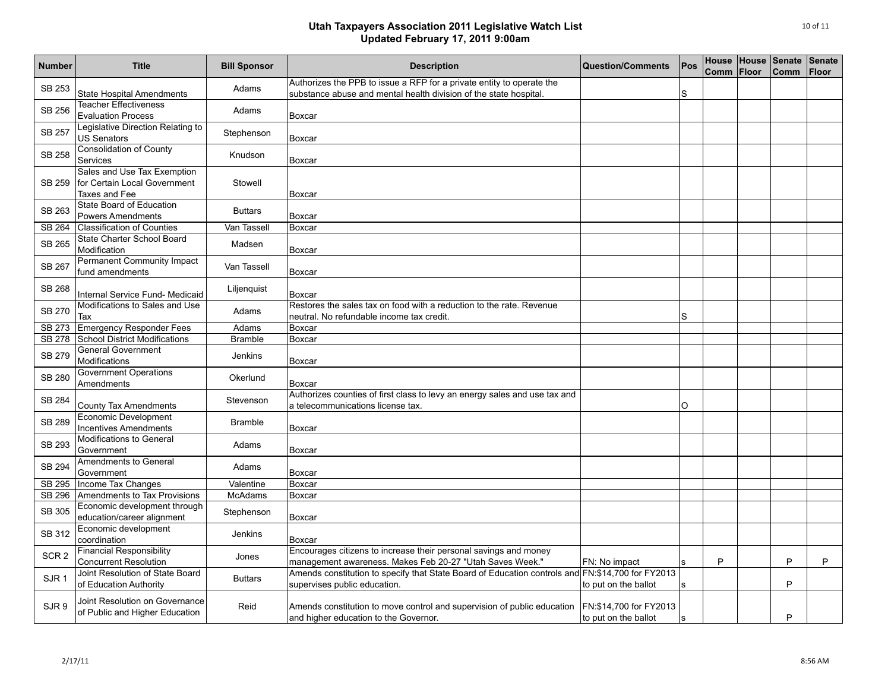# Utah Taxpayers Association 2011 Legislative Watch List
## Updated February 17, 2011 9:00am

| Number | Title | Bill Sponsor | Description | Question/Comments | Pos | House Comm | House Floor | Senate Comm | Senate Floor |
|---|---|---|---|---|---|---|---|---|---|
| SB 253 | State Hospital Amendments | Adams | Authorizes the PPB to issue a RFP for a private entity to operate the substance abuse and mental health division of the state hospital. | | S | | | | |
| SB 256 | Teacher Effectiveness Evaluation Process | Adams | Boxcar | | | | | | |
| SB 257 | Legislative Direction Relating to US Senators | Stephenson | Boxcar | | | | | | |
| SB 258 | Consolidation of County Services | Knudson | Boxcar | | | | | | |
| SB 259 | Sales and Use Tax Exemption for Certain Local Government Taxes and Fee | Stowell | Boxcar | | | | | | |
| SB 263 | State Board of Education Powers Amendments | Buttars | Boxcar | | | | | | |
| SB 264 | Classification of Counties | Van Tassell | Boxcar | | | | | | |
| SB 265 | State Charter School Board Modification | Madsen | Boxcar | | | | | | |
| SB 267 | Permanent Community Impact fund amendments | Van Tassell | Boxcar | | | | | | |
| SB 268 | Internal Service Fund- Medicaid | Liljenquist | Boxcar | | | | | | |
| SB 270 | Modifications to Sales and Use Tax | Adams | Restores the sales tax on food with a reduction to the rate. Revenue neutral. No refundable income tax credit. | | S | | | | |
| SB 273 | Emergency Responder Fees | Adams | Boxcar | | | | | | |
| SB 278 | School District Modifications | Bramble | Boxcar | | | | | | |
| SB 279 | General Government Modifications | Jenkins | Boxcar | | | | | | |
| SB 280 | Government Operations Amendments | Okerlund | Boxcar | | | | | | |
| SB 284 | County Tax Amendments | Stevenson | Authorizes counties of first class to levy an energy sales and use tax and a telecommunications license tax. | | O | | | | |
| SB 289 | Economic Development Incentives Amendments | Bramble | Boxcar | | | | | | |
| SB 293 | Modifications to General Government | Adams | Boxcar | | | | | | |
| SB 294 | Amendments to General Government | Adams | Boxcar | | | | | | |
| SB 295 | Income Tax Changes | Valentine | Boxcar | | | | | | |
| SB 296 | Amendments to Tax Provisions | McAdams | Boxcar | | | | | | |
| SB 305 | Economic development through education/career alignment | Stephenson | Boxcar | | | | | | |
| SB 312 | Economic development coordination | Jenkins | Boxcar | | | | | | |
| SCR 2 | Financial Responsibility Concurrent Resolution | Jones | Encourages citizens to increase their personal savings and money management awareness. Makes Feb 20-27 "Utah Saves Week." | FN: No impact | s | P | | P | P |
| SJR 1 | Joint Resolution of State Board of Education Authority | Buttars | Amends constitution to specify that State Board of Education controls and supervises public education. | FN:$14,700 for FY2013 to put on the ballot | s | | | P | |
| SJR 9 | Joint Resolution on Governance of Public and Higher Education | Reid | Amends constitution to move control and supervision of public education and higher education to the Governor. | FN:$14,700 for FY2013 to put on the ballot | s | | | P | |

2/17/11 8:56 AM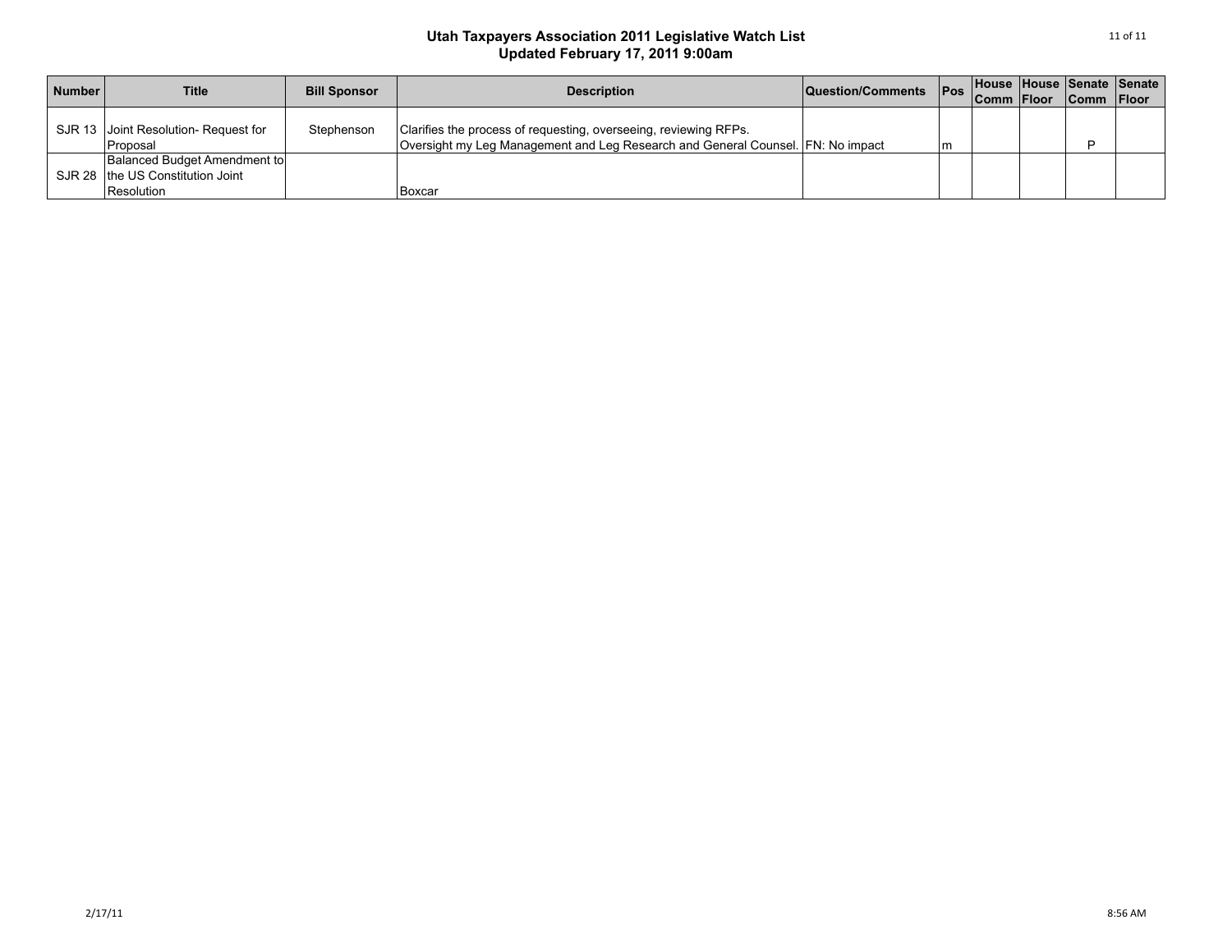# Utah Taxpayers Association 2011 Legislative Watch List
**Updated February 17, 2011 9:00am**

| Number | Title | Bill Sponsor | Description | Question/Comments | Pos | House Comm | House Floor | Senate Comm | Senate Floor |
|---|---|---|---|---|---|---|---|---|---|
| SJR 13 | Joint Resolution- Request for Proposal | Stephenson | Clarifies the process of requesting, overseeing, reviewing RFPs. Oversight my Leg Management and Leg Research and General Counsel. | FN: No impact | m | | | P | |
| SJR 28 | Balanced Budget Amendment to the US Constitution Joint Resolution | | Boxcar | | | | | | |